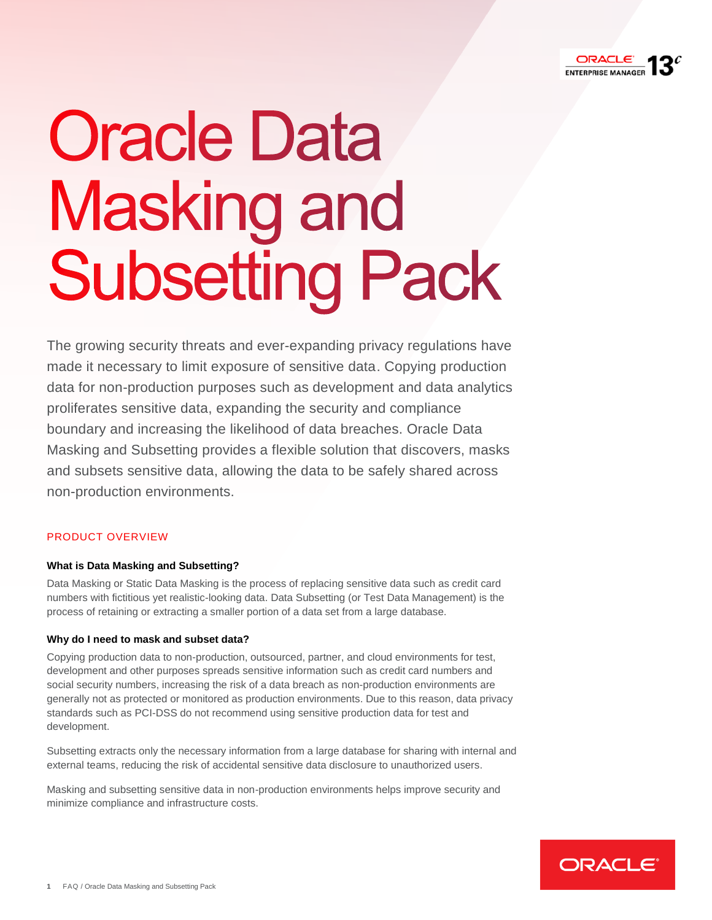# Oracle Data Masking and Subsetting Pack

The growing security threats and ever-expanding privacy regulations have made it necessary to limit exposure of sensitive data. Copying production data for non-production purposes such as development and data analytics proliferates sensitive data, expanding the security and compliance boundary and increasing the likelihood of data breaches. Oracle Data Masking and Subsetting provides a flexible solution that discovers, masks and subsets sensitive data, allowing the data to be safely shared across non-production environments.

## PRODUCT OVERVIEW

### What is Data Masking and Subsetting?

Data Masking or Static Data Masking is the process of replacing sensitive data such as credit card numbers with fictitious yet realistic-looking data. Data Subsetting (or Test Data Management) is the process of retaining or extracting a smaller portion of a data set from a large database.

### Why do I need to mask and subset data?

Copying production data to non-production, outsourced, partner, and cloud environments for test, development and other purposes spreads sensitive information such as credit card numbers and social security numbers, increasing the risk of a data breach as non-production environments are generally not as protected or monitored as production environments. Due to this reason, data privacy standards such as PCI-DSS do not recommend using sensitive production data for test and development.

Subsetting extracts only the necessary information from a large database for sharing with internal and external teams, reducing the risk of accidental sensitive data disclosure to unauthorized users.

Masking and subsetting sensitive data in non-production environments helps improve security and minimize compliance and infrastructure costs.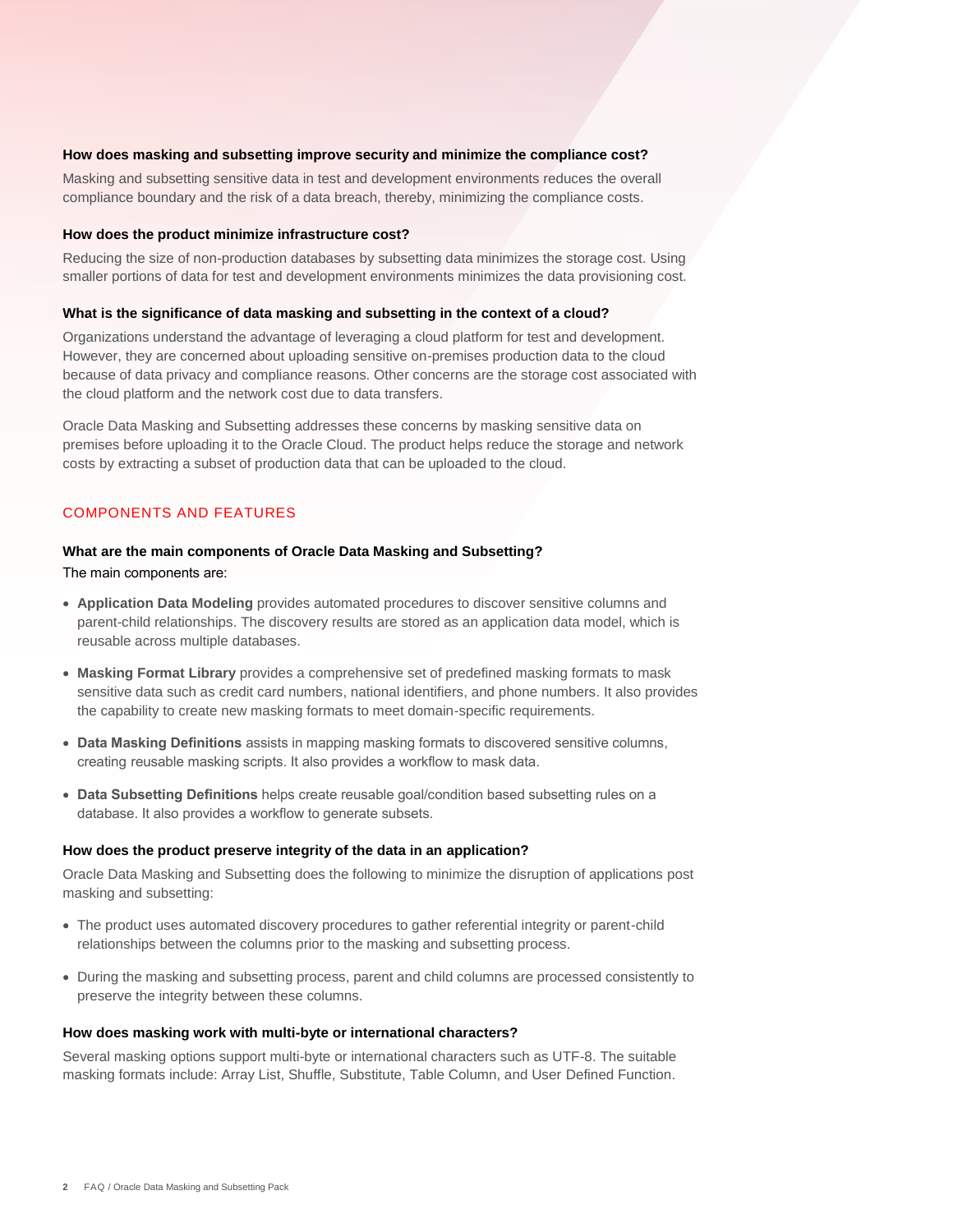**How does masking and subsetting improve security and minimize the compliance cost?**

Masking and subsetting sensitive data in test and development environments reduces the overall compliance boundary and the risk of a data breach, thereby, minimizing the compliance costs.

**How does the product minimize infrastructure cost?**

Reducing the size of non-production databases by subsetting data minimizes the storage cost. Using smaller portions of data for test and development environments minimizes the data provisioning cost.

**What is the significance of data masking and subsetting in the context of a cloud?**

Organizations understand the advantage of leveraging a cloud platform for test and development. However, they are concerned about uploading sensitive on-premises production data to the cloud because of data privacy and compliance reasons. Other concerns are the storage cost associated with the cloud platform and the network cost due to data transfers.

Oracle Data Masking and Subsetting addresses these concerns by masking sensitive data on premises before uploading it to the Oracle Cloud. The product helps reduce the storage and network costs by extracting a subset of production data that can be uploaded to the cloud.

## COMPONENTS AND FEATURES

**What are the main components of Oracle Data Masking and Subsetting?**

The main components are:

- **Application Data Modeling** provides automated procedures to discover sensitive columns and parent-child relationships. The discovery results are stored as an application data model, which is reusable across multiple databases.
- **Masking Format Library** provides a comprehensive set of predefined masking formats to mask sensitive data such as credit card numbers, national identifiers, and phone numbers. It also provides the capability to create new masking formats to meet domain-specific requirements.
- **Data Masking Definitions** assists in mapping masking formats to discovered sensitive columns, creating reusable masking scripts. It also provides a workflow to mask data.
- **Data Subsetting Definitions** helps create reusable goal/condition based subsetting rules on a database. It also provides a workflow to generate subsets.

**How does the product preserve integrity of the data in an application?**

Oracle Data Masking and Subsetting does the following to minimize the disruption of applications post masking and subsetting:

- The product uses automated discovery procedures to gather referential integrity or parent-child relationships between the columns prior to the masking and subsetting process.
- During the masking and subsetting process, parent and child columns are processed consistently to preserve the integrity between these columns.

**How does masking work with multi-byte or international characters?**

Several masking options support multi-byte or international characters such as UTF-8. The suitable masking formats include: Array List, Shuffle, Substitute, Table Column, and User Defined Function.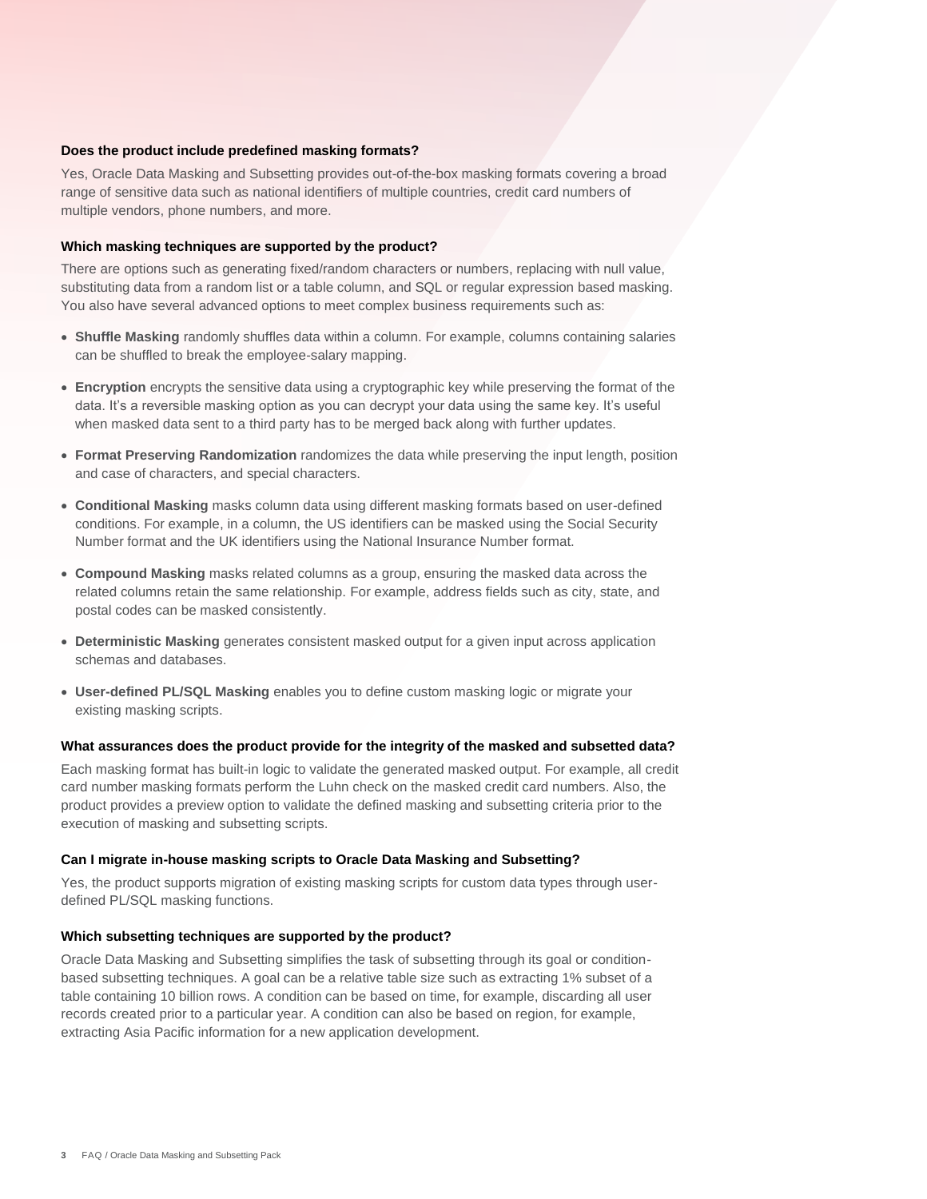### Does the product include predefined masking formats?

Yes, Oracle Data Masking and Subsetting provides out-of-the-box masking formats covering a broad range of sensitive data such as national identifiers of multiple countries, credit card numbers of multiple vendors, phone numbers, and more.

### Which masking techniques are supported by the product?

There are options such as generating fixed/random characters or numbers, replacing with null value, substituting data from a random list or a table column, and SQL or regular expression based masking. You also have several advanced options to meet complex business requirements such as:

- **Shuffle Masking** randomly shuffles data within a column. For example, columns containing salaries can be shuffled to break the employee-salary mapping.
- **Encryption** encrypts the sensitive data using a cryptographic key while preserving the format of the data. It's a reversible masking option as you can decrypt your data using the same key. It's useful when masked data sent to a third party has to be merged back along with further updates.
- **Format Preserving Randomization** randomizes the data while preserving the input length, position and case of characters, and special characters.
- **Conditional Masking** masks column data using different masking formats based on user-defined conditions. For example, in a column, the US identifiers can be masked using the Social Security Number format and the UK identifiers using the National Insurance Number format.
- **Compound Masking** masks related columns as a group, ensuring the masked data across the related columns retain the same relationship. For example, address fields such as city, state, and postal codes can be masked consistently.
- **Deterministic Masking** generates consistent masked output for a given input across application schemas and databases.
- **User-defined PL/SQL Masking** enables you to define custom masking logic or migrate your existing masking scripts.

### What assurances does the product provide for the integrity of the masked and subsetted data?

Each masking format has built-in logic to validate the generated masked output. For example, all credit card number masking formats perform the Luhn check on the masked credit card numbers. Also, the product provides a preview option to validate the defined masking and subsetting criteria prior to the execution of masking and subsetting scripts.

### Can I migrate in-house masking scripts to Oracle Data Masking and Subsetting?

Yes, the product supports migration of existing masking scripts for custom data types through user-defined PL/SQL masking functions.

### Which subsetting techniques are supported by the product?

Oracle Data Masking and Subsetting simplifies the task of subsetting through its goal or condition-based subsetting techniques. A goal can be a relative table size such as extracting 1% subset of a table containing 10 billion rows. A condition can be based on time, for example, discarding all user records created prior to a particular year. A condition can also be based on region, for example, extracting Asia Pacific information for a new application development.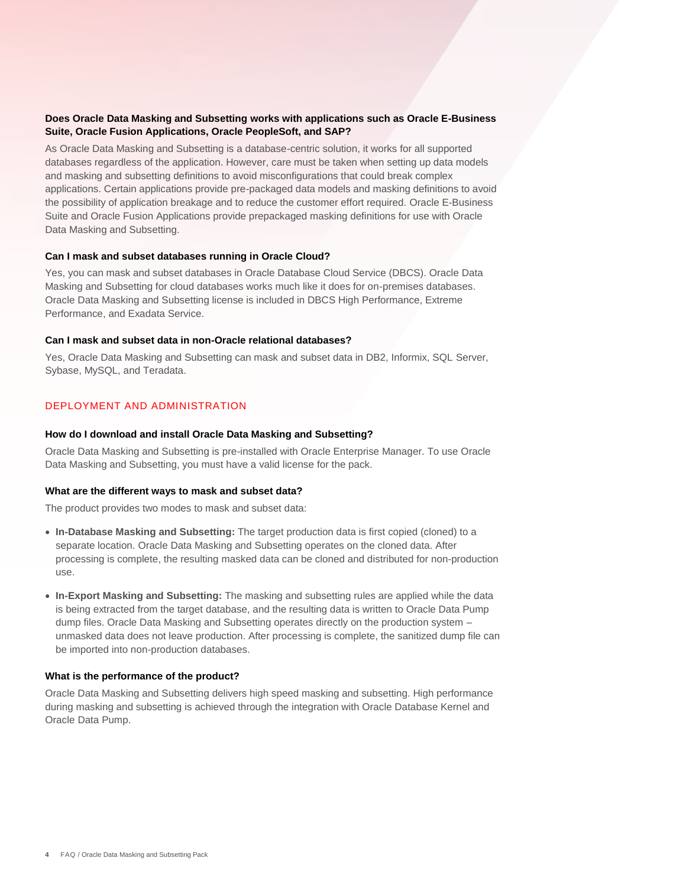### Does Oracle Data Masking and Subsetting works with applications such as Oracle E-Business Suite, Oracle Fusion Applications, Oracle PeopleSoft, and SAP?

As Oracle Data Masking and Subsetting is a database-centric solution, it works for all supported databases regardless of the application. However, care must be taken when setting up data models and masking and subsetting definitions to avoid misconfigurations that could break complex applications. Certain applications provide pre-packaged data models and masking definitions to avoid the possibility of application breakage and to reduce the customer effort required. Oracle E-Business Suite and Oracle Fusion Applications provide prepackaged masking definitions for use with Oracle Data Masking and Subsetting.

### Can I mask and subset databases running in Oracle Cloud?

Yes, you can mask and subset databases in Oracle Database Cloud Service (DBCS). Oracle Data Masking and Subsetting for cloud databases works much like it does for on-premises databases. Oracle Data Masking and Subsetting license is included in DBCS High Performance, Extreme Performance, and Exadata Service.

### Can I mask and subset data in non-Oracle relational databases?

Yes, Oracle Data Masking and Subsetting can mask and subset data in DB2, Informix, SQL Server, Sybase, MySQL, and Teradata.

## DEPLOYMENT AND ADMINISTRATION

### How do I download and install Oracle Data Masking and Subsetting?

Oracle Data Masking and Subsetting is pre-installed with Oracle Enterprise Manager. To use Oracle Data Masking and Subsetting, you must have a valid license for the pack.

### What are the different ways to mask and subset data?

The product provides two modes to mask and subset data:

- **In-Database Masking and Subsetting:** The target production data is first copied (cloned) to a separate location. Oracle Data Masking and Subsetting operates on the cloned data. After processing is complete, the resulting masked data can be cloned and distributed for non-production use.
- **In-Export Masking and Subsetting:** The masking and subsetting rules are applied while the data is being extracted from the target database, and the resulting data is written to Oracle Data Pump dump files. Oracle Data Masking and Subsetting operates directly on the production system – unmasked data does not leave production. After processing is complete, the sanitized dump file can be imported into non-production databases.

### What is the performance of the product?

Oracle Data Masking and Subsetting delivers high speed masking and subsetting. High performance during masking and subsetting is achieved through the integration with Oracle Database Kernel and Oracle Data Pump.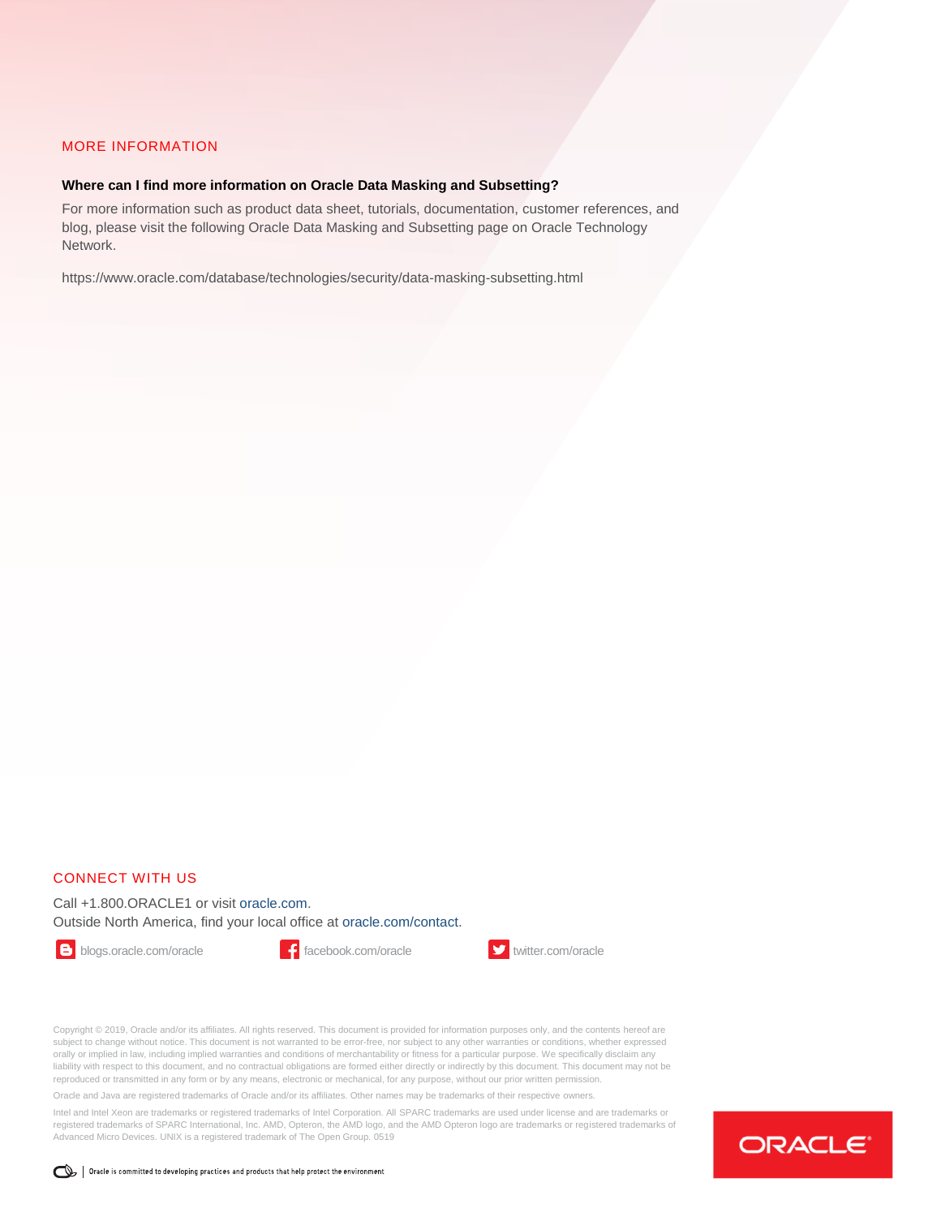## MORE INFORMATION

**Where can I find more information on Oracle Data Masking and Subsetting?**

For more information such as product data sheet, tutorials, documentation, customer references, and blog, please visit the following Oracle Data Masking and Subsetting page on Oracle Technology Network.

https://www.oracle.com/database/technologies/security/data-masking-subsetting.html

## CONNECT WITH US

Call +1.800.ORACLE1 or visit oracle.com.
Outside North America, find your local office at oracle.com/contact.

blogs.oracle.com/oracle    facebook.com/oracle    twitter.com/oracle

Copyright © 2019, Oracle and/or its affiliates. All rights reserved. This document is provided for information purposes only, and the contents hereof are subject to change without notice. This document is not warranted to be error-free, nor subject to any other warranties or conditions, whether expressed orally or implied in law, including implied warranties and conditions of merchantability or fitness for a particular purpose. We specifically disclaim any liability with respect to this document, and no contractual obligations are formed either directly or indirectly by this document. This document may not be reproduced or transmitted in any form or by any means, electronic or mechanical, for any purpose, without our prior written permission.

Oracle and Java are registered trademarks of Oracle and/or its affiliates. Other names may be trademarks of their respective owners.

Intel and Intel Xeon are trademarks or registered trademarks of Intel Corporation. All SPARC trademarks are used under license and are trademarks or registered trademarks of SPARC International, Inc. AMD, Opteron, the AMD logo, and the AMD Opteron logo are trademarks or registered trademarks of Advanced Micro Devices. UNIX is a registered trademark of The Open Group. 0519

ORACLE

Oracle is committed to developing practices and products that help protect the environment